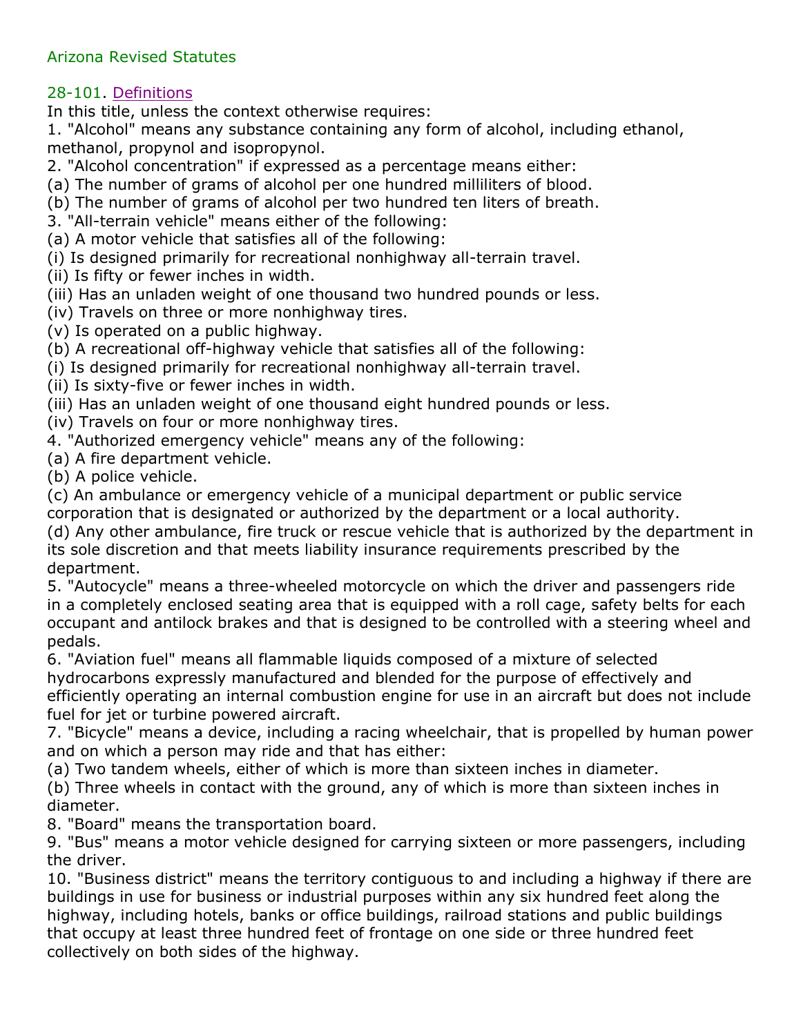Arizona Revised Statutes

## 28-101. Definitions

In this title, unless the context otherwise requires:

1. "Alcohol" means any substance containing any form of alcohol, including ethanol, methanol, propynol and isopropynol.
2. "Alcohol concentration" if expressed as a percentage means either:

(a) The number of grams of alcohol per one hundred milliliters of blood.

(b) The number of grams of alcohol per two hundred ten liters of breath.

3. "All-terrain vehicle" means either of the following:

(a) A motor vehicle that satisfies all of the following:

(i) Is designed primarily for recreational nonhighway all-terrain travel.

(ii) Is fifty or fewer inches in width.

(iii) Has an unladen weight of one thousand two hundred pounds or less.

(iv) Travels on three or more nonhighway tires.

(v) Is operated on a public highway.

(b) A recreational off-highway vehicle that satisfies all of the following:

(i) Is designed primarily for recreational nonhighway all-terrain travel.

(ii) Is sixty-five or fewer inches in width.

(iii) Has an unladen weight of one thousand eight hundred pounds or less.

(iv) Travels on four or more nonhighway tires.

4. "Authorized emergency vehicle" means any of the following:

(a) A fire department vehicle.

(b) A police vehicle.

(c) An ambulance or emergency vehicle of a municipal department or public service corporation that is designated or authorized by the department or a local authority.

(d) Any other ambulance, fire truck or rescue vehicle that is authorized by the department in its sole discretion and that meets liability insurance requirements prescribed by the department.

5. "Autocycle" means a three-wheeled motorcycle on which the driver and passengers ride in a completely enclosed seating area that is equipped with a roll cage, safety belts for each occupant and antilock brakes and that is designed to be controlled with a steering wheel and pedals.
6. "Aviation fuel" means all flammable liquids composed of a mixture of selected hydrocarbons expressly manufactured and blended for the purpose of effectively and efficiently operating an internal combustion engine for use in an aircraft but does not include fuel for jet or turbine powered aircraft.
7. "Bicycle" means a device, including a racing wheelchair, that is propelled by human power and on which a person may ride and that has either:

(a) Two tandem wheels, either of which is more than sixteen inches in diameter.

(b) Three wheels in contact with the ground, any of which is more than sixteen inches in diameter.

8. "Board" means the transportation board.
9. "Bus" means a motor vehicle designed for carrying sixteen or more passengers, including the driver.
10. "Business district" means the territory contiguous to and including a highway if there are buildings in use for business or industrial purposes within any six hundred feet along the highway, including hotels, banks or office buildings, railroad stations and public buildings that occupy at least three hundred feet of frontage on one side or three hundred feet collectively on both sides of the highway.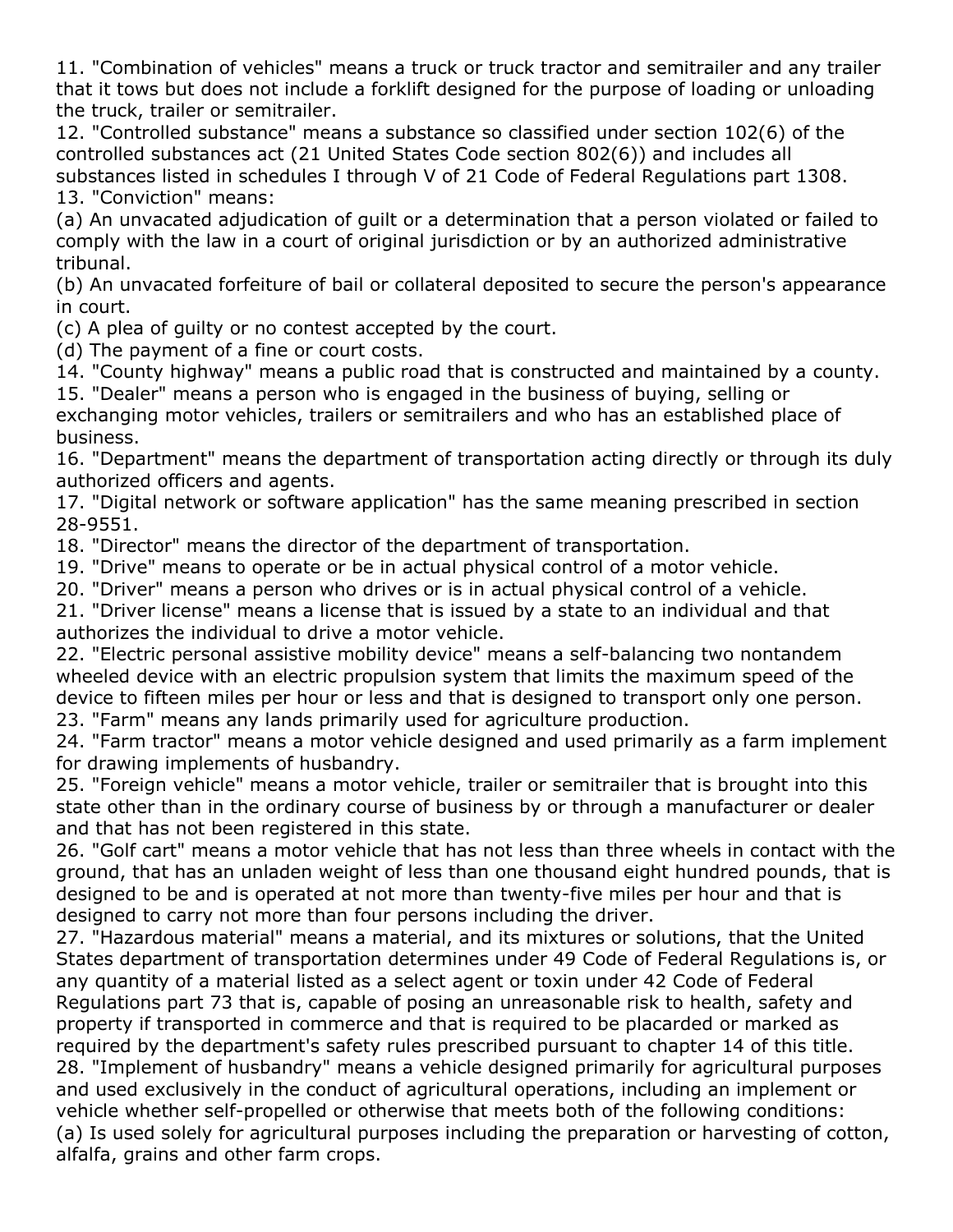11. "Combination of vehicles" means a truck or truck tractor and semitrailer and any trailer that it tows but does not include a forklift designed for the purpose of loading or unloading the truck, trailer or semitrailer.

12. "Controlled substance" means a substance so classified under section 102(6) of the controlled substances act (21 United States Code section 802(6)) and includes all substances listed in schedules I through V of 21 Code of Federal Regulations part 1308.

13. "Conviction" means:

(a) An unvacated adjudication of guilt or a determination that a person violated or failed to comply with the law in a court of original jurisdiction or by an authorized administrative tribunal.

(b) An unvacated forfeiture of bail or collateral deposited to secure the person's appearance in court.

(c) A plea of guilty or no contest accepted by the court.

(d) The payment of a fine or court costs.

14. "County highway" means a public road that is constructed and maintained by a county.

15. "Dealer" means a person who is engaged in the business of buying, selling or exchanging motor vehicles, trailers or semitrailers and who has an established place of business.

16. "Department" means the department of transportation acting directly or through its duly authorized officers and agents.

17. "Digital network or software application" has the same meaning prescribed in section 28-9551.

18. "Director" means the director of the department of transportation.

19. "Drive" means to operate or be in actual physical control of a motor vehicle.

20. "Driver" means a person who drives or is in actual physical control of a vehicle.

21. "Driver license" means a license that is issued by a state to an individual and that authorizes the individual to drive a motor vehicle.

22. "Electric personal assistive mobility device" means a self-balancing two nontandem wheeled device with an electric propulsion system that limits the maximum speed of the device to fifteen miles per hour or less and that is designed to transport only one person.

23. "Farm" means any lands primarily used for agriculture production.

24. "Farm tractor" means a motor vehicle designed and used primarily as a farm implement for drawing implements of husbandry.

25. "Foreign vehicle" means a motor vehicle, trailer or semitrailer that is brought into this state other than in the ordinary course of business by or through a manufacturer or dealer and that has not been registered in this state.

26. "Golf cart" means a motor vehicle that has not less than three wheels in contact with the ground, that has an unladen weight of less than one thousand eight hundred pounds, that is designed to be and is operated at not more than twenty-five miles per hour and that is designed to carry not more than four persons including the driver.

27. "Hazardous material" means a material, and its mixtures or solutions, that the United States department of transportation determines under 49 Code of Federal Regulations is, or any quantity of a material listed as a select agent or toxin under 42 Code of Federal Regulations part 73 that is, capable of posing an unreasonable risk to health, safety and property if transported in commerce and that is required to be placarded or marked as required by the department's safety rules prescribed pursuant to chapter 14 of this title.

28. "Implement of husbandry" means a vehicle designed primarily for agricultural purposes and used exclusively in the conduct of agricultural operations, including an implement or vehicle whether self-propelled or otherwise that meets both of the following conditions:

(a) Is used solely for agricultural purposes including the preparation or harvesting of cotton, alfalfa, grains and other farm crops.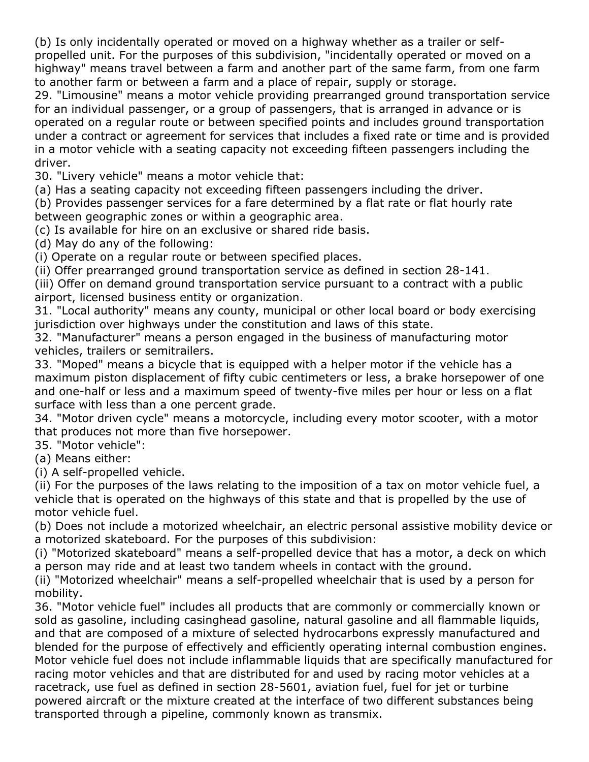(b) Is only incidentally operated or moved on a highway whether as a trailer or self-propelled unit. For the purposes of this subdivision, "incidentally operated or moved on a highway" means travel between a farm and another part of the same farm, from one farm to another farm or between a farm and a place of repair, supply or storage.

29. "Limousine" means a motor vehicle providing prearranged ground transportation service for an individual passenger, or a group of passengers, that is arranged in advance or is operated on a regular route or between specified points and includes ground transportation under a contract or agreement for services that includes a fixed rate or time and is provided in a motor vehicle with a seating capacity not exceeding fifteen passengers including the driver.

30. "Livery vehicle" means a motor vehicle that:

(a) Has a seating capacity not exceeding fifteen passengers including the driver.

(b) Provides passenger services for a fare determined by a flat rate or flat hourly rate between geographic zones or within a geographic area.

(c) Is available for hire on an exclusive or shared ride basis.

(d) May do any of the following:

(i) Operate on a regular route or between specified places.

(ii) Offer prearranged ground transportation service as defined in section 28-141.

(iii) Offer on demand ground transportation service pursuant to a contract with a public airport, licensed business entity or organization.

31. "Local authority" means any county, municipal or other local board or body exercising jurisdiction over highways under the constitution and laws of this state.

32. "Manufacturer" means a person engaged in the business of manufacturing motor vehicles, trailers or semitrailers.

33. "Moped" means a bicycle that is equipped with a helper motor if the vehicle has a maximum piston displacement of fifty cubic centimeters or less, a brake horsepower of one and one-half or less and a maximum speed of twenty-five miles per hour or less on a flat surface with less than a one percent grade.

34. "Motor driven cycle" means a motorcycle, including every motor scooter, with a motor that produces not more than five horsepower.

35. "Motor vehicle":

(a) Means either:

(i) A self-propelled vehicle.

(ii) For the purposes of the laws relating to the imposition of a tax on motor vehicle fuel, a vehicle that is operated on the highways of this state and that is propelled by the use of motor vehicle fuel.

(b) Does not include a motorized wheelchair, an electric personal assistive mobility device or a motorized skateboard. For the purposes of this subdivision:

(i) "Motorized skateboard" means a self-propelled device that has a motor, a deck on which a person may ride and at least two tandem wheels in contact with the ground.

(ii) "Motorized wheelchair" means a self-propelled wheelchair that is used by a person for mobility.

36. "Motor vehicle fuel" includes all products that are commonly or commercially known or sold as gasoline, including casinghead gasoline, natural gasoline and all flammable liquids, and that are composed of a mixture of selected hydrocarbons expressly manufactured and blended for the purpose of effectively and efficiently operating internal combustion engines. Motor vehicle fuel does not include inflammable liquids that are specifically manufactured for racing motor vehicles and that are distributed for and used by racing motor vehicles at a racetrack, use fuel as defined in section 28-5601, aviation fuel, fuel for jet or turbine powered aircraft or the mixture created at the interface of two different substances being transported through a pipeline, commonly known as transmix.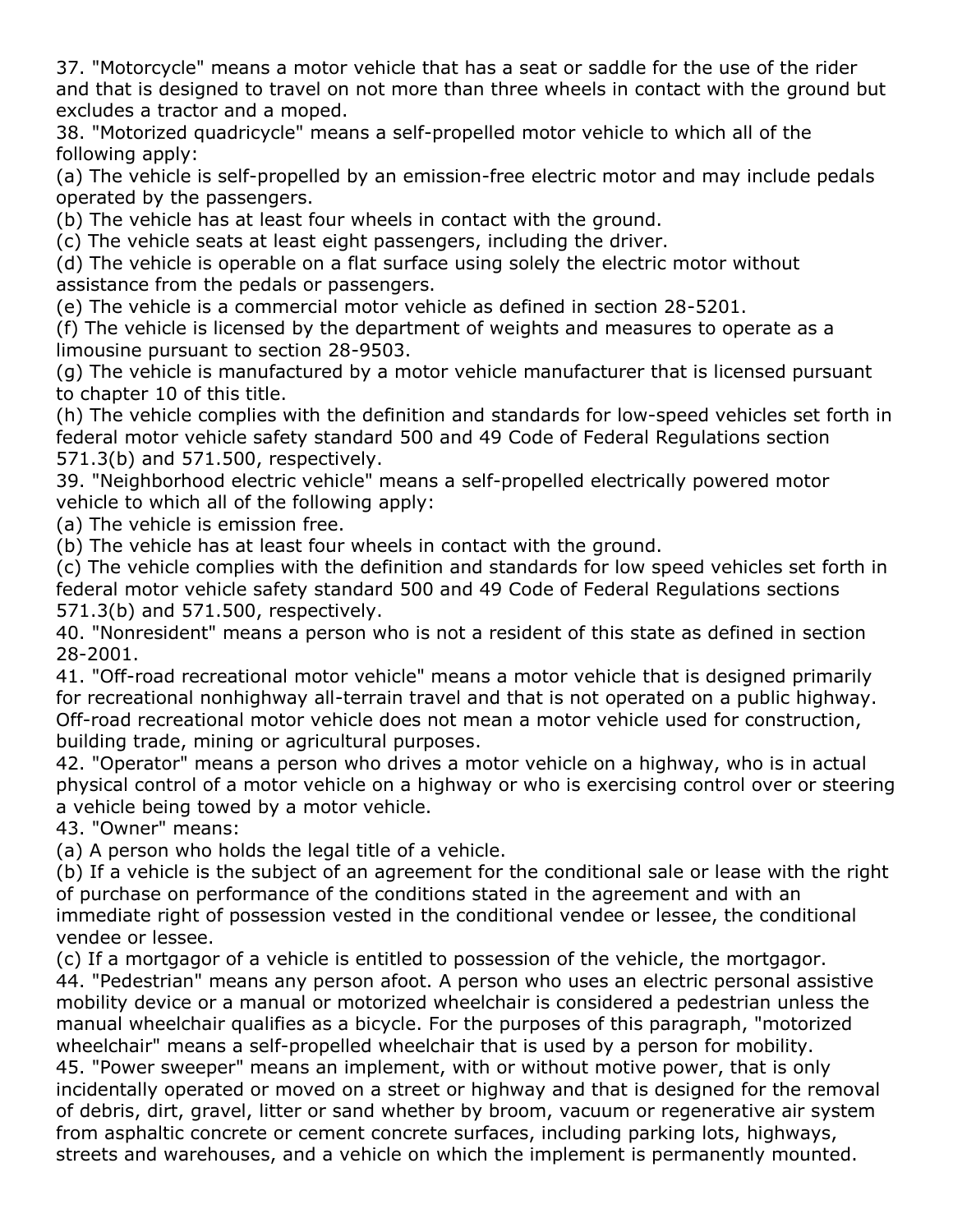37. "Motorcycle" means a motor vehicle that has a seat or saddle for the use of the rider and that is designed to travel on not more than three wheels in contact with the ground but excludes a tractor and a moped.

38. "Motorized quadricycle" means a self-propelled motor vehicle to which all of the following apply:

(a) The vehicle is self-propelled by an emission-free electric motor and may include pedals operated by the passengers.

(b) The vehicle has at least four wheels in contact with the ground.

(c) The vehicle seats at least eight passengers, including the driver.

(d) The vehicle is operable on a flat surface using solely the electric motor without assistance from the pedals or passengers.

(e) The vehicle is a commercial motor vehicle as defined in section 28-5201.

(f) The vehicle is licensed by the department of weights and measures to operate as a limousine pursuant to section 28-9503.

(g) The vehicle is manufactured by a motor vehicle manufacturer that is licensed pursuant to chapter 10 of this title.

(h) The vehicle complies with the definition and standards for low-speed vehicles set forth in federal motor vehicle safety standard 500 and 49 Code of Federal Regulations section 571.3(b) and 571.500, respectively.

39. "Neighborhood electric vehicle" means a self-propelled electrically powered motor vehicle to which all of the following apply:

(a) The vehicle is emission free.

(b) The vehicle has at least four wheels in contact with the ground.

(c) The vehicle complies with the definition and standards for low speed vehicles set forth in federal motor vehicle safety standard 500 and 49 Code of Federal Regulations sections 571.3(b) and 571.500, respectively.

40. "Nonresident" means a person who is not a resident of this state as defined in section 28-2001.

41. "Off-road recreational motor vehicle" means a motor vehicle that is designed primarily for recreational nonhighway all-terrain travel and that is not operated on a public highway. Off-road recreational motor vehicle does not mean a motor vehicle used for construction, building trade, mining or agricultural purposes.

42. "Operator" means a person who drives a motor vehicle on a highway, who is in actual physical control of a motor vehicle on a highway or who is exercising control over or steering a vehicle being towed by a motor vehicle.

43. "Owner" means:

(a) A person who holds the legal title of a vehicle.

(b) If a vehicle is the subject of an agreement for the conditional sale or lease with the right of purchase on performance of the conditions stated in the agreement and with an immediate right of possession vested in the conditional vendee or lessee, the conditional vendee or lessee.

(c) If a mortgagor of a vehicle is entitled to possession of the vehicle, the mortgagor.

44. "Pedestrian" means any person afoot. A person who uses an electric personal assistive mobility device or a manual or motorized wheelchair is considered a pedestrian unless the manual wheelchair qualifies as a bicycle. For the purposes of this paragraph, "motorized wheelchair" means a self-propelled wheelchair that is used by a person for mobility.

45. "Power sweeper" means an implement, with or without motive power, that is only incidentally operated or moved on a street or highway and that is designed for the removal of debris, dirt, gravel, litter or sand whether by broom, vacuum or regenerative air system from asphaltic concrete or cement concrete surfaces, including parking lots, highways, streets and warehouses, and a vehicle on which the implement is permanently mounted.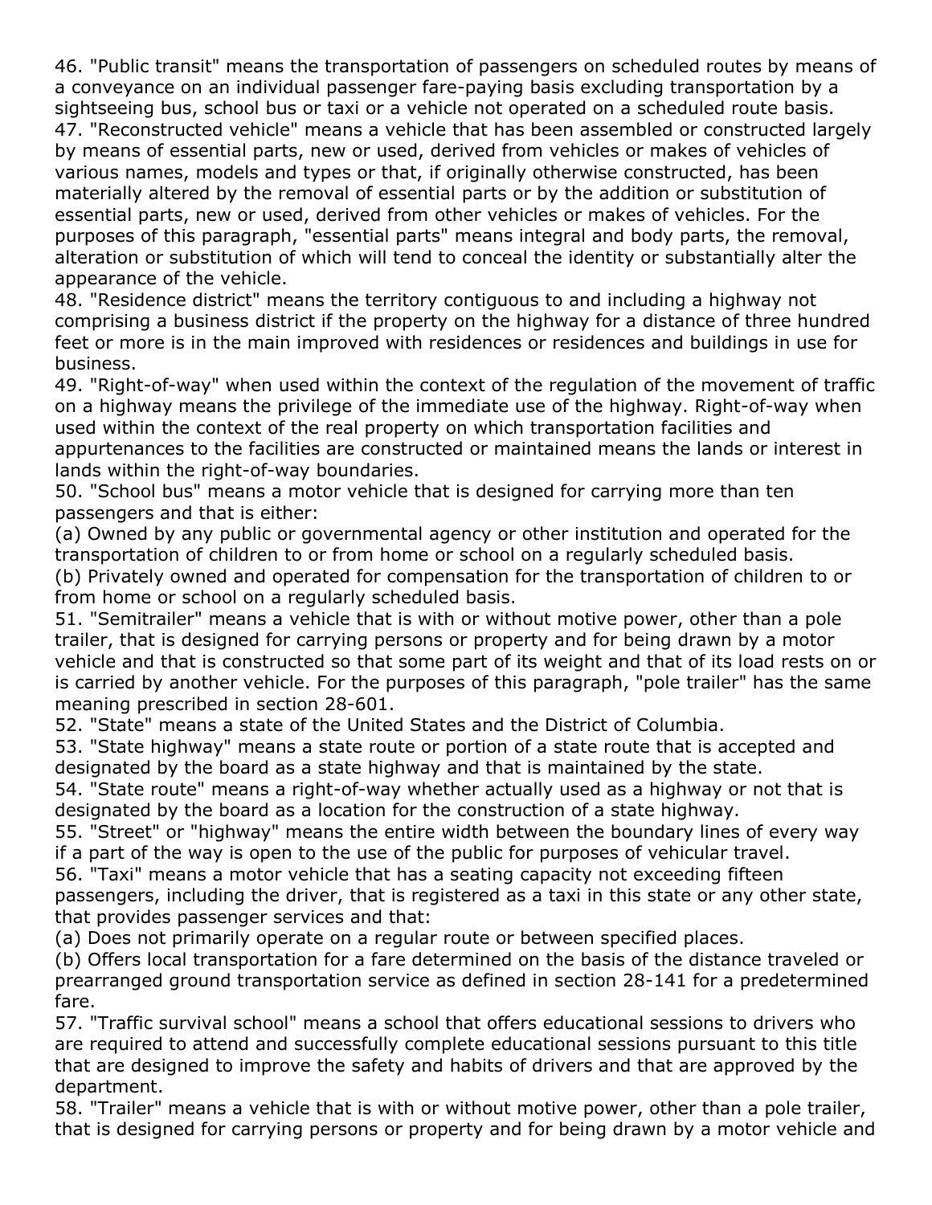46. "Public transit" means the transportation of passengers on scheduled routes by means of a conveyance on an individual passenger fare-paying basis excluding transportation by a sightseeing bus, school bus or taxi or a vehicle not operated on a scheduled route basis.

47. "Reconstructed vehicle" means a vehicle that has been assembled or constructed largely by means of essential parts, new or used, derived from vehicles or makes of vehicles of various names, models and types or that, if originally otherwise constructed, has been materially altered by the removal of essential parts or by the addition or substitution of essential parts, new or used, derived from other vehicles or makes of vehicles. For the purposes of this paragraph, "essential parts" means integral and body parts, the removal, alteration or substitution of which will tend to conceal the identity or substantially alter the appearance of the vehicle.

48. "Residence district" means the territory contiguous to and including a highway not comprising a business district if the property on the highway for a distance of three hundred feet or more is in the main improved with residences or residences and buildings in use for business.

49. "Right-of-way" when used within the context of the regulation of the movement of traffic on a highway means the privilege of the immediate use of the highway. Right-of-way when used within the context of the real property on which transportation facilities and appurtenances to the facilities are constructed or maintained means the lands or interest in lands within the right-of-way boundaries.

50. "School bus" means a motor vehicle that is designed for carrying more than ten passengers and that is either:

(a) Owned by any public or governmental agency or other institution and operated for the transportation of children to or from home or school on a regularly scheduled basis.

(b) Privately owned and operated for compensation for the transportation of children to or from home or school on a regularly scheduled basis.

51. "Semitrailer" means a vehicle that is with or without motive power, other than a pole trailer, that is designed for carrying persons or property and for being drawn by a motor vehicle and that is constructed so that some part of its weight and that of its load rests on or is carried by another vehicle. For the purposes of this paragraph, "pole trailer" has the same meaning prescribed in section 28-601.

52. "State" means a state of the United States and the District of Columbia.

53. "State highway" means a state route or portion of a state route that is accepted and designated by the board as a state highway and that is maintained by the state.

54. "State route" means a right-of-way whether actually used as a highway or not that is designated by the board as a location for the construction of a state highway.

55. "Street" or "highway" means the entire width between the boundary lines of every way if a part of the way is open to the use of the public for purposes of vehicular travel.

56. "Taxi" means a motor vehicle that has a seating capacity not exceeding fifteen passengers, including the driver, that is registered as a taxi in this state or any other state, that provides passenger services and that:

(a) Does not primarily operate on a regular route or between specified places.

(b) Offers local transportation for a fare determined on the basis of the distance traveled or prearranged ground transportation service as defined in section 28-141 for a predetermined fare.

57. "Traffic survival school" means a school that offers educational sessions to drivers who are required to attend and successfully complete educational sessions pursuant to this title that are designed to improve the safety and habits of drivers and that are approved by the department.

58. "Trailer" means a vehicle that is with or without motive power, other than a pole trailer, that is designed for carrying persons or property and for being drawn by a motor vehicle and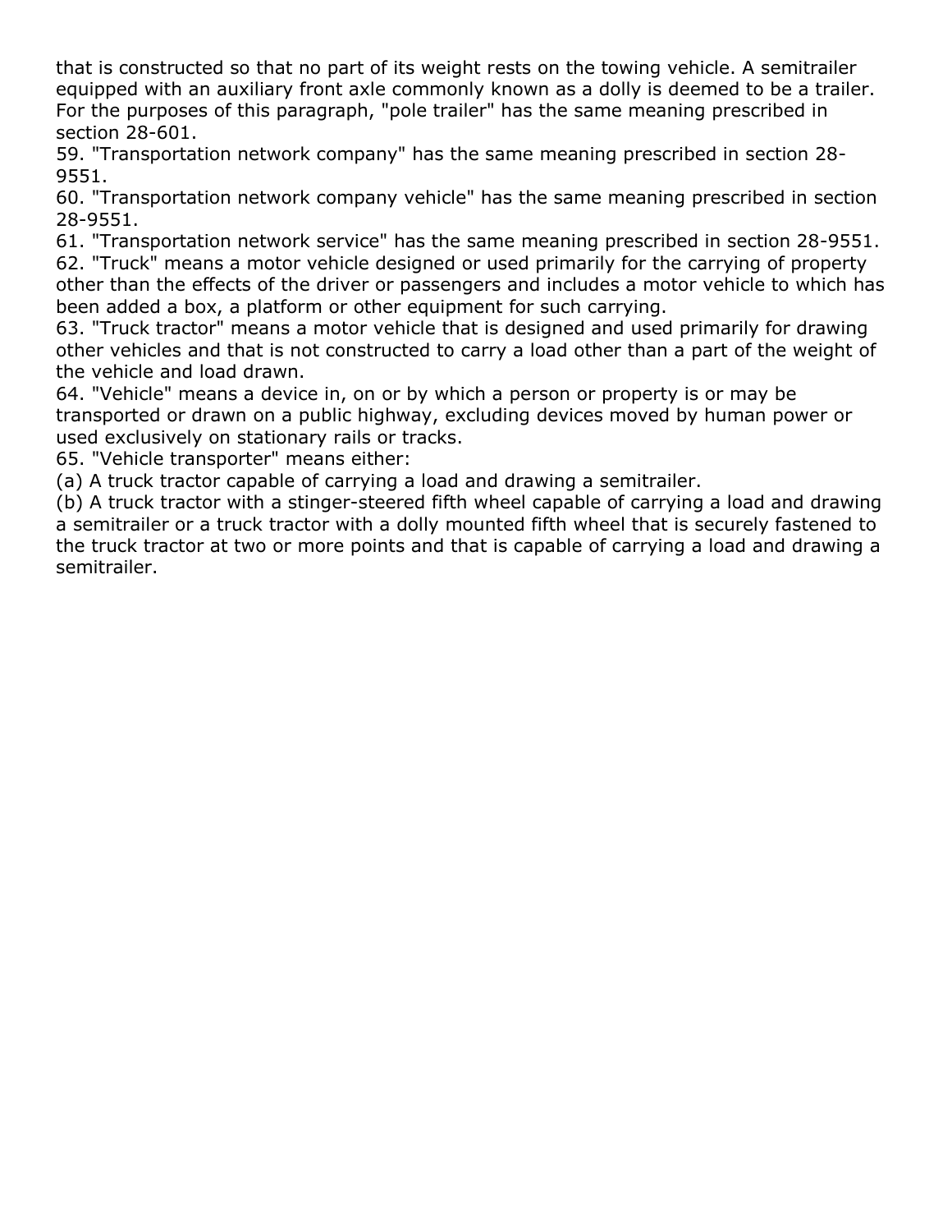that is constructed so that no part of its weight rests on the towing vehicle. A semitrailer equipped with an auxiliary front axle commonly known as a dolly is deemed to be a trailer. For the purposes of this paragraph, "pole trailer" has the same meaning prescribed in section 28-601.

59. "Transportation network company" has the same meaning prescribed in section 28-9551.

60. "Transportation network company vehicle" has the same meaning prescribed in section 28-9551.

61. "Transportation network service" has the same meaning prescribed in section 28-9551.

62. "Truck" means a motor vehicle designed or used primarily for the carrying of property other than the effects of the driver or passengers and includes a motor vehicle to which has been added a box, a platform or other equipment for such carrying.

63. "Truck tractor" means a motor vehicle that is designed and used primarily for drawing other vehicles and that is not constructed to carry a load other than a part of the weight of the vehicle and load drawn.

64. "Vehicle" means a device in, on or by which a person or property is or may be transported or drawn on a public highway, excluding devices moved by human power or used exclusively on stationary rails or tracks.

65. "Vehicle transporter" means either:

(a) A truck tractor capable of carrying a load and drawing a semitrailer.

(b) A truck tractor with a stinger-steered fifth wheel capable of carrying a load and drawing a semitrailer or a truck tractor with a dolly mounted fifth wheel that is securely fastened to the truck tractor at two or more points and that is capable of carrying a load and drawing a semitrailer.